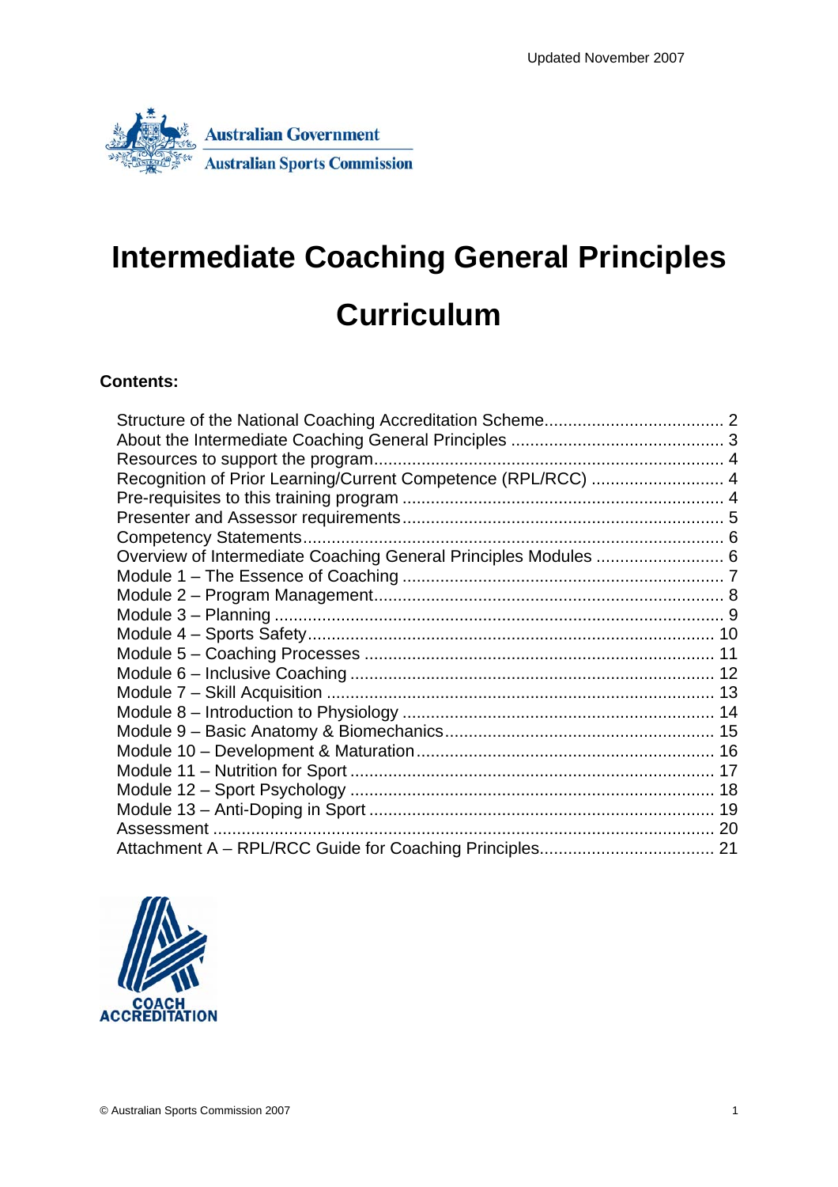Updated November 2007

Australian Government
Australian Sports Commission

# Intermediate Coaching General Principles Curriculum

**Contents:**

Structure of the National Coaching Accreditation Scheme...................................... 2
About the Intermediate Coaching General Principles ............................................ 3
Resources to support the program......................................................................... 4
Recognition of Prior Learning/Current Competence (RPL/RCC) ............................ 4
Pre-requisites to this training program .................................................................... 4
Presenter and Assessor requirements.................................................................... 5
Competency Statements......................................................................................... 6
Overview of Intermediate Coaching General Principles Modules ........................... 6
Module 1 – The Essence of Coaching .................................................................... 7
Module 2 – Program Management.......................................................................... 8
Module 3 – Planning ............................................................................................... 9
Module 4 – Sports Safety...................................................................................... 10
Module 5 – Coaching Processes .......................................................................... 11
Module 6 – Inclusive Coaching ............................................................................. 12
Module 7 – Skill Acquisition .................................................................................. 13
Module 8 – Introduction to Physiology .................................................................. 14
Module 9 – Basic Anatomy & Biomechanics......................................................... 15
Module 10 – Development & Maturation............................................................... 16
Module 11 – Nutrition for Sport ............................................................................. 17
Module 12 – Sport Psychology ............................................................................. 18
Module 13 – Anti-Doping in Sport ......................................................................... 19
Assessment .......................................................................................................... 20
Attachment A – RPL/RCC Guide for Coaching Principles..................................... 21

COACH ACCREDITATION

© Australian Sports Commission 2007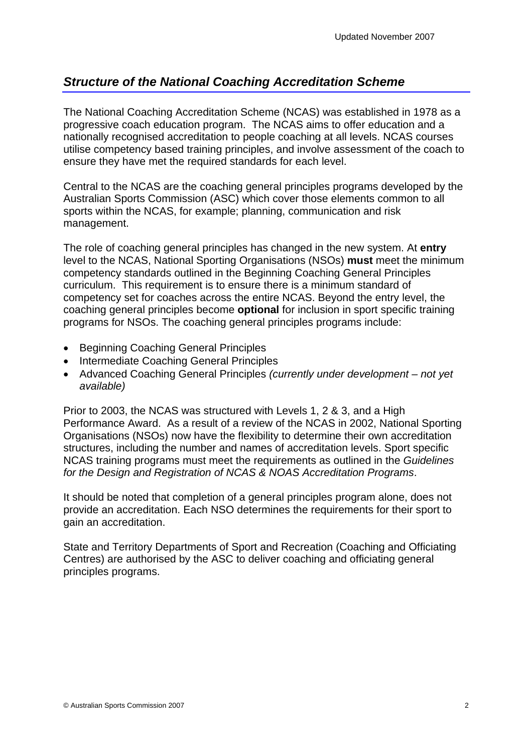## *Structure of the National Coaching Accreditation Scheme*

The National Coaching Accreditation Scheme (NCAS) was established in 1978 as a progressive coach education program. The NCAS aims to offer education and a nationally recognised accreditation to people coaching at all levels. NCAS courses utilise competency based training principles, and involve assessment of the coach to ensure they have met the required standards for each level.

Central to the NCAS are the coaching general principles programs developed by the Australian Sports Commission (ASC) which cover those elements common to all sports within the NCAS, for example; planning, communication and risk management.

The role of coaching general principles has changed in the new system. At **entry** level to the NCAS, National Sporting Organisations (NSOs) **must** meet the minimum competency standards outlined in the Beginning Coaching General Principles curriculum. This requirement is to ensure there is a minimum standard of competency set for coaches across the entire NCAS. Beyond the entry level, the coaching general principles become **optional** for inclusion in sport specific training programs for NSOs. The coaching general principles programs include:

- Beginning Coaching General Principles
- Intermediate Coaching General Principles
- Advanced Coaching General Principles *(currently under development – not yet available)*

Prior to 2003, the NCAS was structured with Levels 1, 2 & 3, and a High Performance Award. As a result of a review of the NCAS in 2002, National Sporting Organisations (NSOs) now have the flexibility to determine their own accreditation structures, including the number and names of accreditation levels. Sport specific NCAS training programs must meet the requirements as outlined in the *Guidelines for the Design and Registration of NCAS & NOAS Accreditation Programs*.

It should be noted that completion of a general principles program alone, does not provide an accreditation. Each NSO determines the requirements for their sport to gain an accreditation.

State and Territory Departments of Sport and Recreation (Coaching and Officiating Centres) are authorised by the ASC to deliver coaching and officiating general principles programs.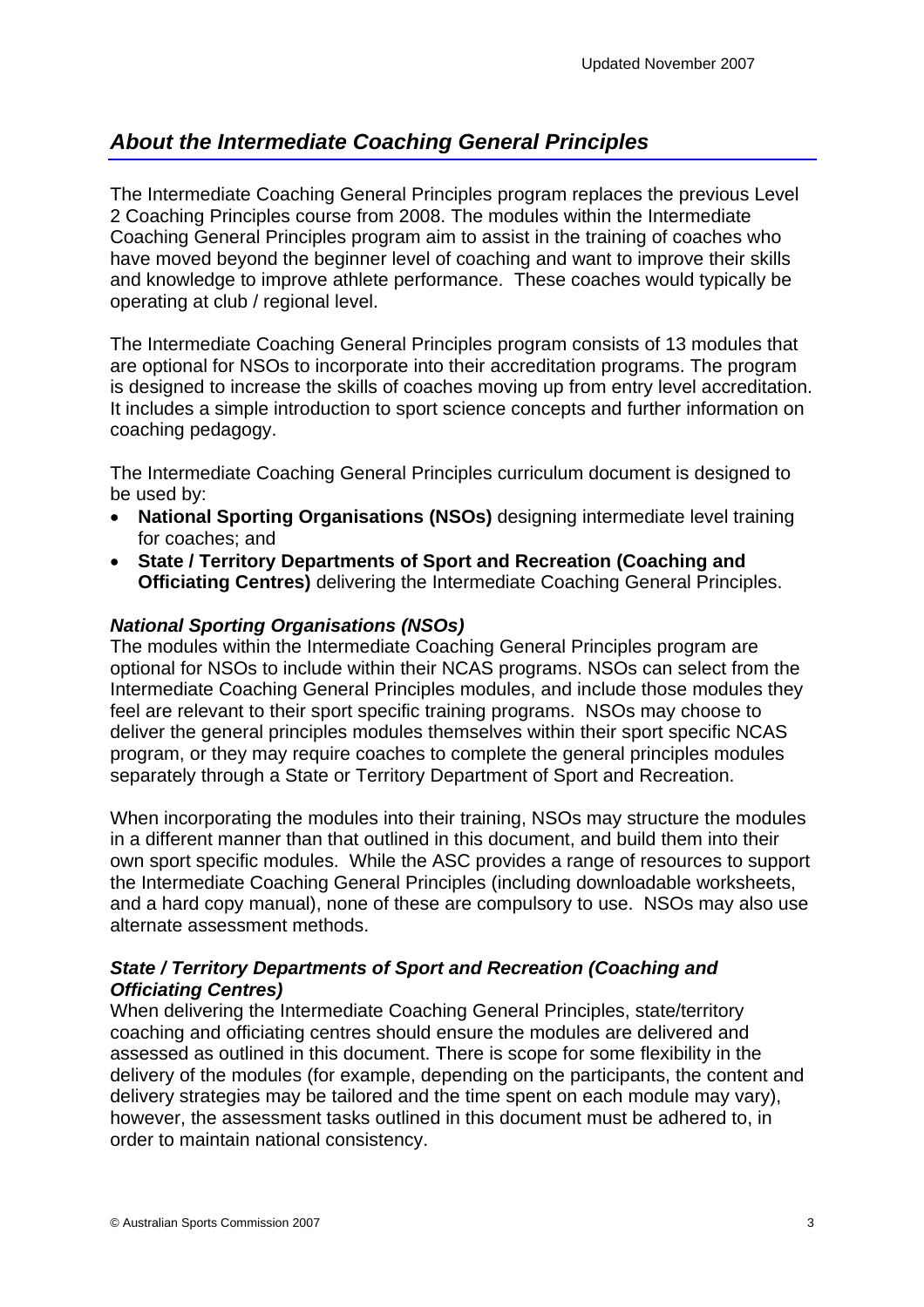## *About the Intermediate Coaching General Principles*

The Intermediate Coaching General Principles program replaces the previous Level 2 Coaching Principles course from 2008. The modules within the Intermediate Coaching General Principles program aim to assist in the training of coaches who have moved beyond the beginner level of coaching and want to improve their skills and knowledge to improve athlete performance. These coaches would typically be operating at club / regional level.

The Intermediate Coaching General Principles program consists of 13 modules that are optional for NSOs to incorporate into their accreditation programs. The program is designed to increase the skills of coaches moving up from entry level accreditation. It includes a simple introduction to sport science concepts and further information on coaching pedagogy.

The Intermediate Coaching General Principles curriculum document is designed to be used by:

- **National Sporting Organisations (NSOs)** designing intermediate level training for coaches; and
- **State / Territory Departments of Sport and Recreation (Coaching and Officiating Centres)** delivering the Intermediate Coaching General Principles.

### *National Sporting Organisations (NSOs)*

The modules within the Intermediate Coaching General Principles program are optional for NSOs to include within their NCAS programs. NSOs can select from the Intermediate Coaching General Principles modules, and include those modules they feel are relevant to their sport specific training programs. NSOs may choose to deliver the general principles modules themselves within their sport specific NCAS program, or they may require coaches to complete the general principles modules separately through a State or Territory Department of Sport and Recreation.

When incorporating the modules into their training, NSOs may structure the modules in a different manner than that outlined in this document, and build them into their own sport specific modules. While the ASC provides a range of resources to support the Intermediate Coaching General Principles (including downloadable worksheets, and a hard copy manual), none of these are compulsory to use. NSOs may also use alternate assessment methods.

### *State / Territory Departments of Sport and Recreation (Coaching and Officiating Centres)*

When delivering the Intermediate Coaching General Principles, state/territory coaching and officiating centres should ensure the modules are delivered and assessed as outlined in this document. There is scope for some flexibility in the delivery of the modules (for example, depending on the participants, the content and delivery strategies may be tailored and the time spent on each module may vary), however, the assessment tasks outlined in this document must be adhered to, in order to maintain national consistency.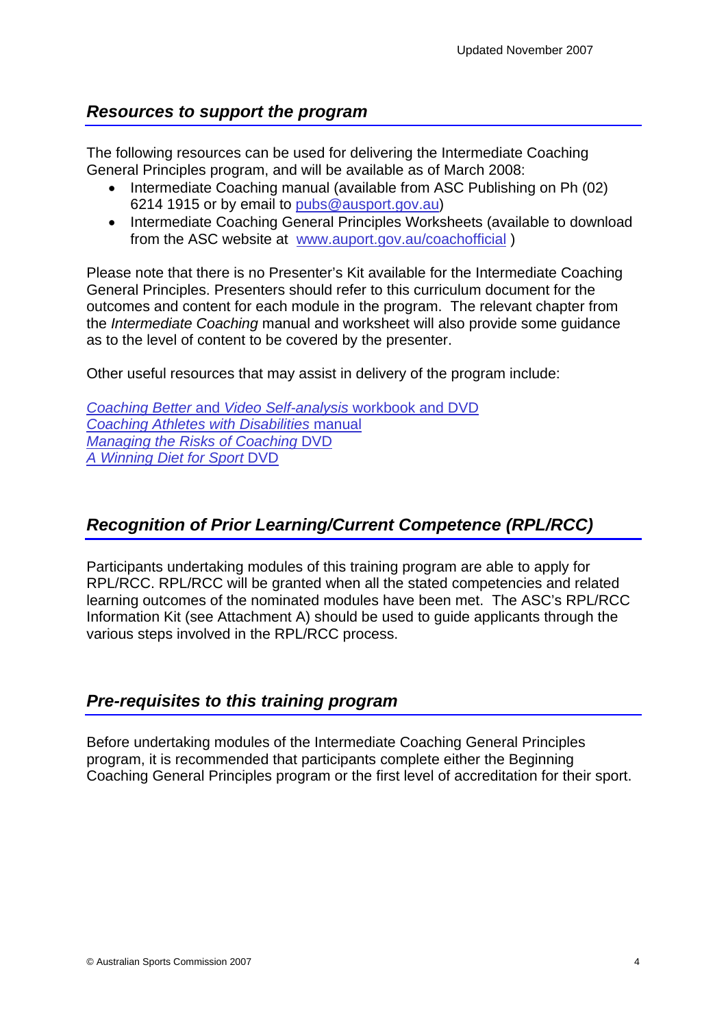## *Resources to support the program*

The following resources can be used for delivering the Intermediate Coaching General Principles program, and will be available as of March 2008:

- Intermediate Coaching manual (available from ASC Publishing on Ph (02) 6214 1915 or by email to pubs@ausport.gov.au)
- Intermediate Coaching General Principles Worksheets (available to download from the ASC website at www.auport.gov.au/coachofficial )

Please note that there is no Presenter's Kit available for the Intermediate Coaching General Principles. Presenters should refer to this curriculum document for the outcomes and content for each module in the program. The relevant chapter from the *Intermediate Coaching* manual and worksheet will also provide some guidance as to the level of content to be covered by the presenter.

Other useful resources that may assist in delivery of the program include:

*Coaching Better* and *Video Self-analysis* workbook and DVD
*Coaching Athletes with Disabilities* manual
*Managing the Risks of Coaching* DVD
*A Winning Diet for Sport* DVD

## *Recognition of Prior Learning/Current Competence (RPL/RCC)*

Participants undertaking modules of this training program are able to apply for RPL/RCC. RPL/RCC will be granted when all the stated competencies and related learning outcomes of the nominated modules have been met. The ASC's RPL/RCC Information Kit (see Attachment A) should be used to guide applicants through the various steps involved in the RPL/RCC process.

## *Pre-requisites to this training program*

Before undertaking modules of the Intermediate Coaching General Principles program, it is recommended that participants complete either the Beginning Coaching General Principles program or the first level of accreditation for their sport.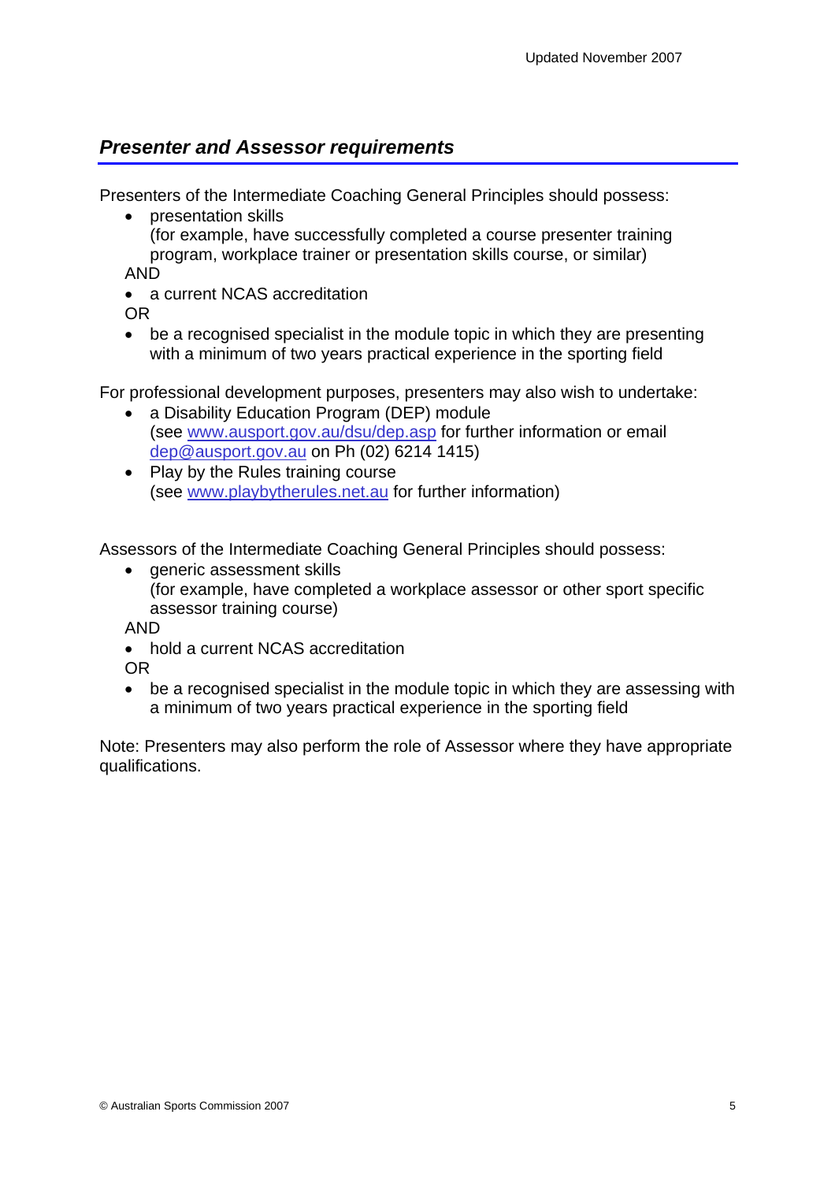## ***Presenter and Assessor requirements***

Presenters of the Intermediate Coaching General Principles should possess:

- presentation skills
  (for example, have successfully completed a course presenter training program, workplace trainer or presentation skills course, or similar)

AND

- a current NCAS accreditation

OR

- be a recognised specialist in the module topic in which they are presenting with a minimum of two years practical experience in the sporting field

For professional development purposes, presenters may also wish to undertake:

- a Disability Education Program (DEP) module
  (see www.ausport.gov.au/dsu/dep.asp for further information or email dep@ausport.gov.au on Ph (02) 6214 1415)
- Play by the Rules training course
  (see www.playbytherules.net.au for further information)

Assessors of the Intermediate Coaching General Principles should possess:

- generic assessment skills
  (for example, have completed a workplace assessor or other sport specific assessor training course)

AND

- hold a current NCAS accreditation

OR

- be a recognised specialist in the module topic in which they are assessing with a minimum of two years practical experience in the sporting field

Note: Presenters may also perform the role of Assessor where they have appropriate qualifications.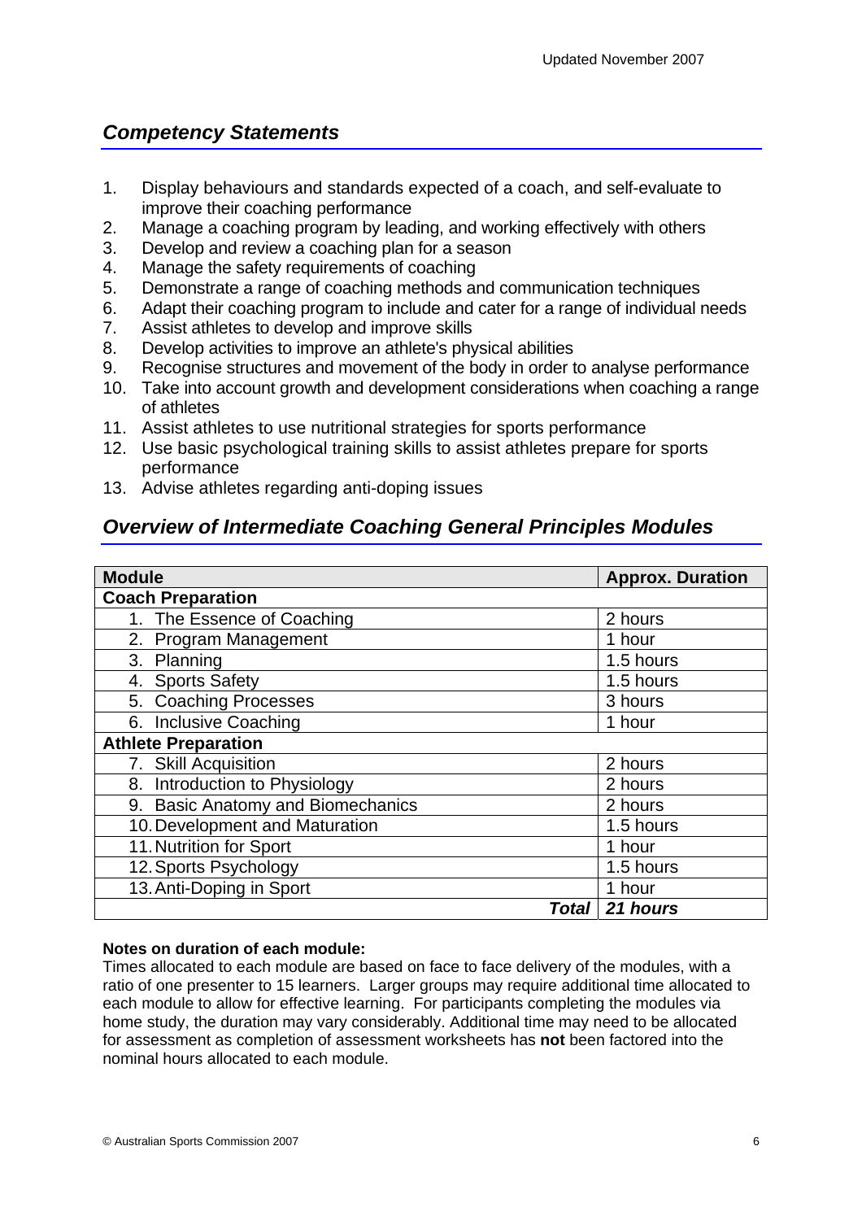## *Competency Statements*

1. Display behaviours and standards expected of a coach, and self-evaluate to improve their coaching performance
2. Manage a coaching program by leading, and working effectively with others
3. Develop and review a coaching plan for a season
4. Manage the safety requirements of coaching
5. Demonstrate a range of coaching methods and communication techniques
6. Adapt their coaching program to include and cater for a range of individual needs
7. Assist athletes to develop and improve skills
8. Develop activities to improve an athlete's physical abilities
9. Recognise structures and movement of the body in order to analyse performance
10. Take into account growth and development considerations when coaching a range of athletes
11. Assist athletes to use nutritional strategies for sports performance
12. Use basic psychological training skills to assist athletes prepare for sports performance
13. Advise athletes regarding anti-doping issues

## *Overview of Intermediate Coaching General Principles Modules*

| Module | Approx. Duration |
|---|---|
| **Coach Preparation** | |
| 1. The Essence of Coaching | 2 hours |
| 2. Program Management | 1 hour |
| 3. Planning | 1.5 hours |
| 4. Sports Safety | 1.5 hours |
| 5. Coaching Processes | 3 hours |
| 6. Inclusive Coaching | 1 hour |
| **Athlete Preparation** | |
| 7. Skill Acquisition | 2 hours |
| 8. Introduction to Physiology | 2 hours |
| 9. Basic Anatomy and Biomechanics | 2 hours |
| 10. Development and Maturation | 1.5 hours |
| 11. Nutrition for Sport | 1 hour |
| 12. Sports Psychology | 1.5 hours |
| 13. Anti-Doping in Sport | 1 hour |
| ***Total*** | ***21 hours*** |

**Notes on duration of each module:**

Times allocated to each module are based on face to face delivery of the modules, with a ratio of one presenter to 15 learners. Larger groups may require additional time allocated to each module to allow for effective learning. For participants completing the modules via home study, the duration may vary considerably. Additional time may need to be allocated for assessment as completion of assessment worksheets has **not** been factored into the nominal hours allocated to each module.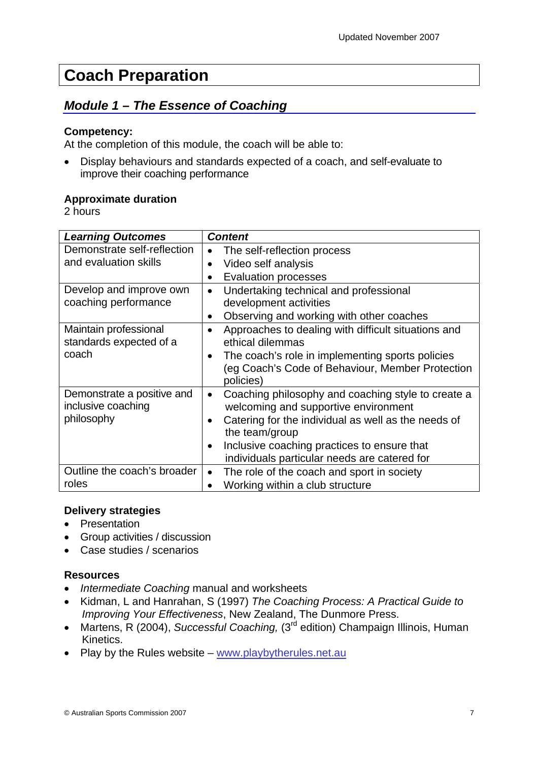# Coach Preparation

## *Module 1 – The Essence of Coaching*

**Competency:**
At the completion of this module, the coach will be able to:

- Display behaviours and standards expected of a coach, and self-evaluate to improve their coaching performance

**Approximate duration**
2 hours

| *Learning Outcomes* | *Content* |
|---|---|
| Demonstrate self-reflection and evaluation skills | • The self-reflection process<br>• Video self analysis<br>• Evaluation processes |
| Develop and improve own coaching performance | • Undertaking technical and professional development activities<br>• Observing and working with other coaches |
| Maintain professional standards expected of a coach | • Approaches to dealing with difficult situations and ethical dilemmas<br>• The coach's role in implementing sports policies (eg Coach's Code of Behaviour, Member Protection policies) |
| Demonstrate a positive and inclusive coaching philosophy | • Coaching philosophy and coaching style to create a welcoming and supportive environment<br>• Catering for the individual as well as the needs of the team/group<br>• Inclusive coaching practices to ensure that individuals particular needs are catered for |
| Outline the coach's broader roles | • The role of the coach and sport in society<br>• Working within a club structure |

**Delivery strategies**
- Presentation
- Group activities / discussion
- Case studies / scenarios

**Resources**
- *Intermediate Coaching* manual and worksheets
- Kidman, L and Hanrahan, S (1997) *The Coaching Process: A Practical Guide to Improving Your Effectiveness*, New Zealand, The Dunmore Press.
- Martens, R (2004), *Successful Coaching,* (3rd edition) Champaign Illinois, Human Kinetics.
- Play by the Rules website – www.playbytherules.net.au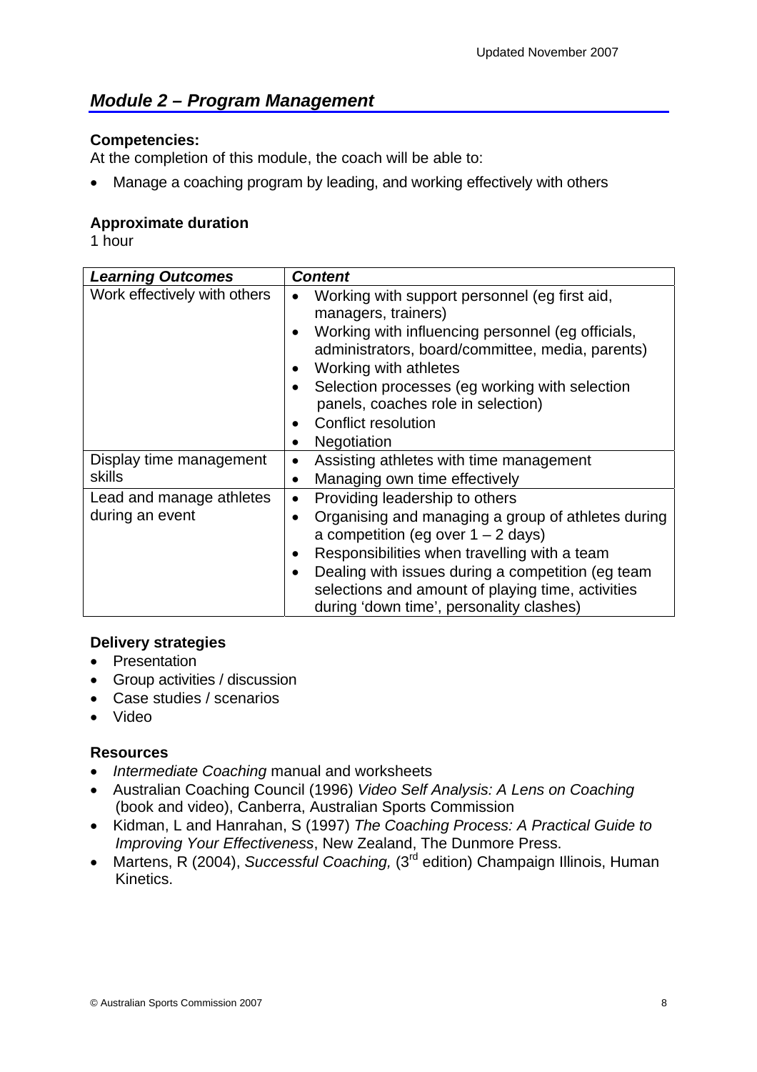## *Module 2 – Program Management*

**Competencies:**
At the completion of this module, the coach will be able to:

- Manage a coaching program by leading, and working effectively with others

**Approximate duration**
1 hour

| *Learning Outcomes* | *Content* |
|---|---|
| Work effectively with others | • Working with support personnel (eg first aid, managers, trainers)<br>• Working with influencing personnel (eg officials, administrators, board/committee, media, parents)<br>• Working with athletes<br>• Selection processes (eg working with selection panels, coaches role in selection)<br>• Conflict resolution<br>• Negotiation |
| Display time management skills | • Assisting athletes with time management<br>• Managing own time effectively |
| Lead and manage athletes during an event | • Providing leadership to others<br>• Organising and managing a group of athletes during a competition (eg over 1 – 2 days)<br>• Responsibilities when travelling with a team<br>• Dealing with issues during a competition (eg team selections and amount of playing time, activities during 'down time', personality clashes) |

**Delivery strategies**
- Presentation
- Group activities / discussion
- Case studies / scenarios
- Video

**Resources**
- *Intermediate Coaching* manual and worksheets
- Australian Coaching Council (1996) *Video Self Analysis: A Lens on Coaching* (book and video), Canberra, Australian Sports Commission
- Kidman, L and Hanrahan, S (1997) *The Coaching Process: A Practical Guide to Improving Your Effectiveness*, New Zealand, The Dunmore Press.
- Martens, R (2004), *Successful Coaching,* (3rd edition) Champaign Illinois, Human Kinetics.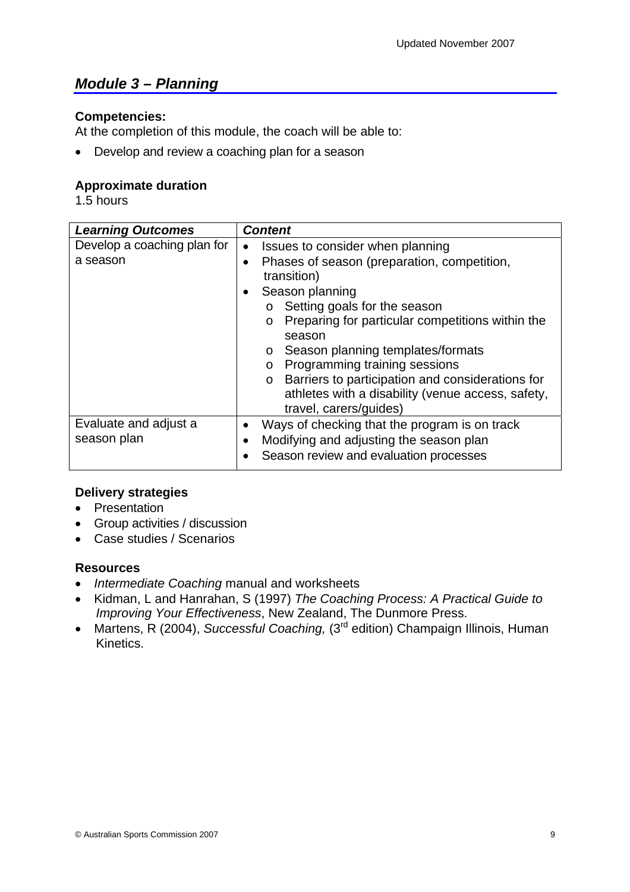## *Module 3 – Planning*

**Competencies:**
At the completion of this module, the coach will be able to:

- Develop and review a coaching plan for a season

**Approximate duration**
1.5 hours

| *Learning Outcomes* | *Content* |
|---|---|
| Develop a coaching plan for a season | • Issues to consider when planning<br>• Phases of season (preparation, competition, transition)<br>• Season planning<br>&nbsp;&nbsp;o Setting goals for the season<br>&nbsp;&nbsp;o Preparing for particular competitions within the season<br>&nbsp;&nbsp;o Season planning templates/formats<br>&nbsp;&nbsp;o Programming training sessions<br>&nbsp;&nbsp;o Barriers to participation and considerations for athletes with a disability (venue access, safety, travel, carers/guides) |
| Evaluate and adjust a season plan | • Ways of checking that the program is on track<br>• Modifying and adjusting the season plan<br>• Season review and evaluation processes |

**Delivery strategies**

- Presentation
- Group activities / discussion
- Case studies / Scenarios

**Resources**

- *Intermediate Coaching* manual and worksheets
- Kidman, L and Hanrahan, S (1997) *The Coaching Process: A Practical Guide to Improving Your Effectiveness*, New Zealand, The Dunmore Press.
- Martens, R (2004), *Successful Coaching,* (3rd edition) Champaign Illinois, Human Kinetics.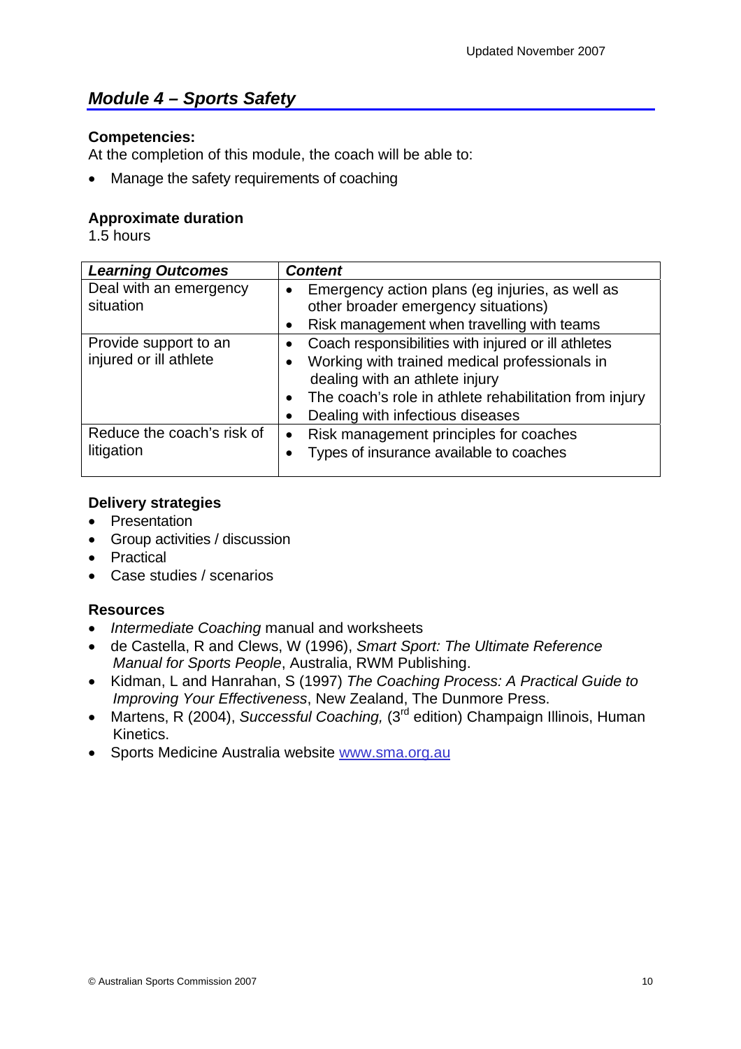## *Module 4 – Sports Safety*

**Competencies:**
At the completion of this module, the coach will be able to:

- Manage the safety requirements of coaching

**Approximate duration**
1.5 hours

| *Learning Outcomes* | *Content* |
|---|---|
| Deal with an emergency situation | • Emergency action plans (eg injuries, as well as other broader emergency situations)<br>• Risk management when travelling with teams |
| Provide support to an injured or ill athlete | • Coach responsibilities with injured or ill athletes<br>• Working with trained medical professionals in dealing with an athlete injury<br>• The coach's role in athlete rehabilitation from injury<br>• Dealing with infectious diseases |
| Reduce the coach's risk of litigation | • Risk management principles for coaches<br>• Types of insurance available to coaches |

**Delivery strategies**

- Presentation
- Group activities / discussion
- Practical
- Case studies / scenarios

**Resources**

- *Intermediate Coaching* manual and worksheets
- de Castella, R and Clews, W (1996), *Smart Sport: The Ultimate Reference Manual for Sports People*, Australia, RWM Publishing.
- Kidman, L and Hanrahan, S (1997) *The Coaching Process: A Practical Guide to Improving Your Effectiveness*, New Zealand, The Dunmore Press.
- Martens, R (2004), *Successful Coaching,* (3rd edition) Champaign Illinois, Human Kinetics.
- Sports Medicine Australia website www.sma.org.au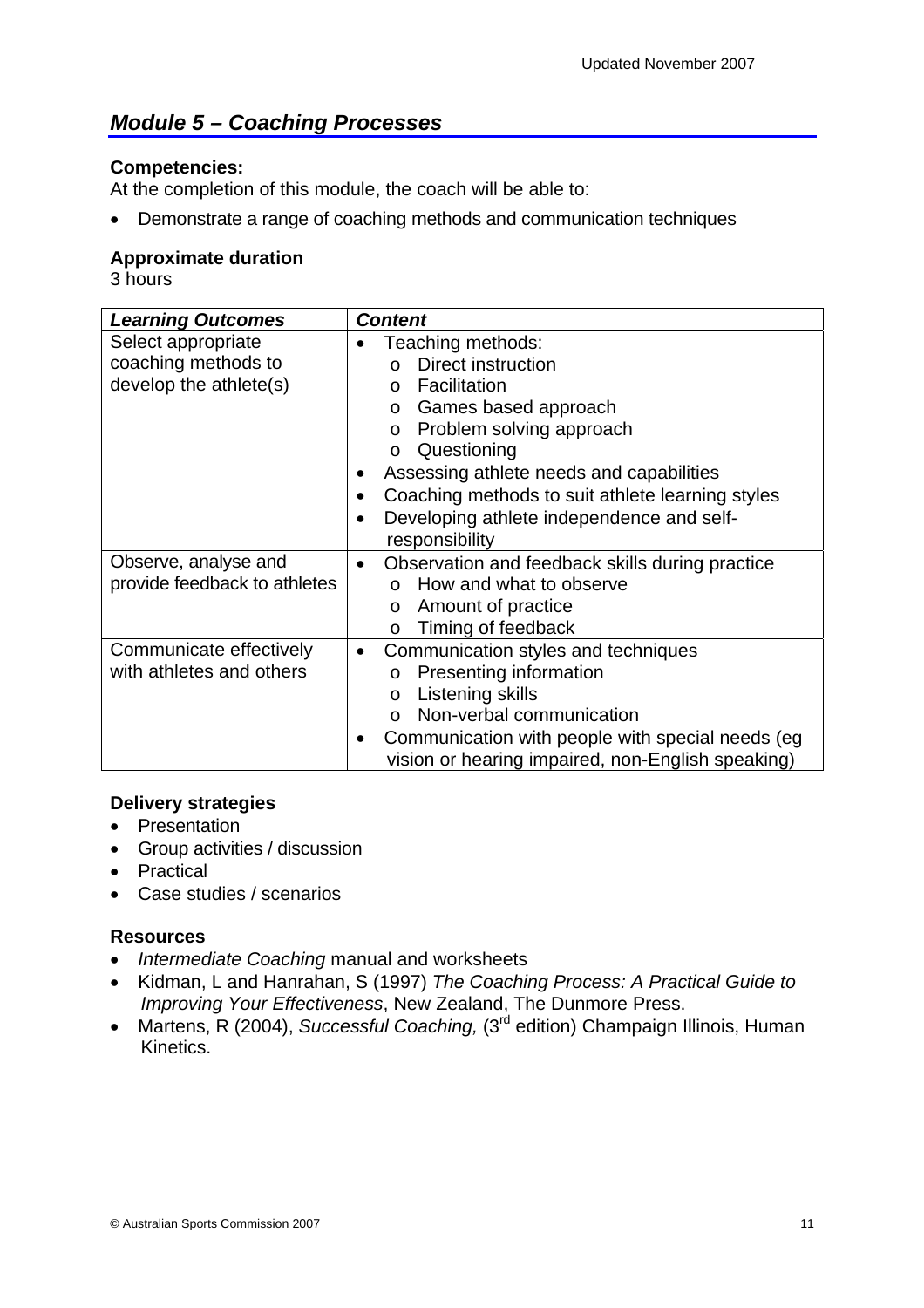## *Module 5 – Coaching Processes*

**Competencies:**
At the completion of this module, the coach will be able to:

- Demonstrate a range of coaching methods and communication techniques

**Approximate duration**
3 hours

| *Learning Outcomes* | *Content* |
|---|---|
| Select appropriate coaching methods to develop the athlete(s) | • Teaching methods:<br>o Direct instruction<br>o Facilitation<br>o Games based approach<br>o Problem solving approach<br>o Questioning<br>• Assessing athlete needs and capabilities<br>• Coaching methods to suit athlete learning styles<br>• Developing athlete independence and self-responsibility |
| Observe, analyse and provide feedback to athletes | • Observation and feedback skills during practice<br>o How and what to observe<br>o Amount of practice<br>o Timing of feedback |
| Communicate effectively with athletes and others | • Communication styles and techniques<br>o Presenting information<br>o Listening skills<br>o Non-verbal communication<br>• Communication with people with special needs (eg vision or hearing impaired, non-English speaking) |

**Delivery strategies**

- Presentation
- Group activities / discussion
- Practical
- Case studies / scenarios

**Resources**

- *Intermediate Coaching* manual and worksheets
- Kidman, L and Hanrahan, S (1997) *The Coaching Process: A Practical Guide to Improving Your Effectiveness*, New Zealand, The Dunmore Press.
- Martens, R (2004), *Successful Coaching,* (3rd edition) Champaign Illinois, Human Kinetics.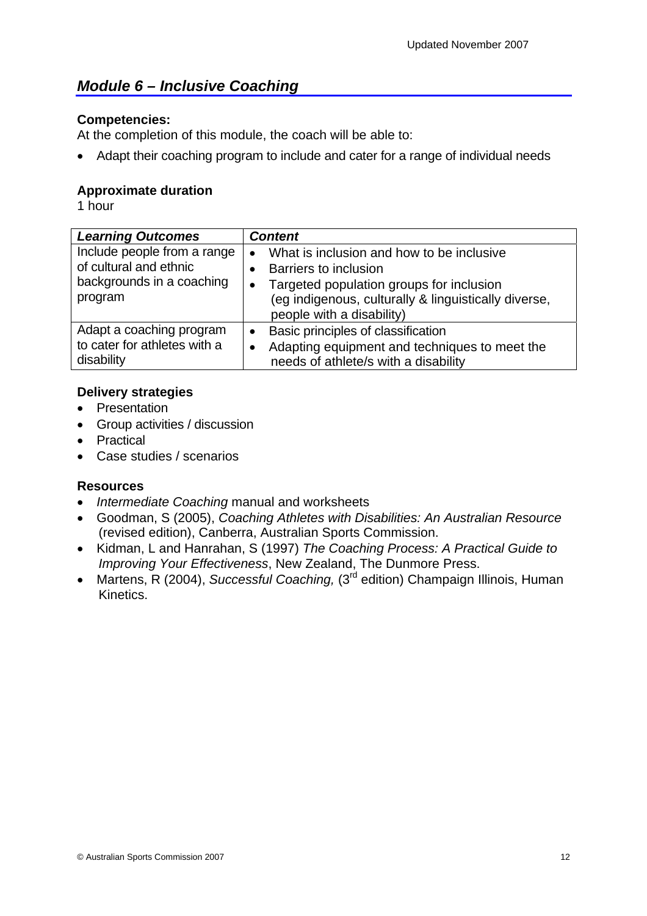## *Module 6 – Inclusive Coaching*

**Competencies:**
At the completion of this module, the coach will be able to:

- Adapt their coaching program to include and cater for a range of individual needs

**Approximate duration**
1 hour

| *Learning Outcomes* | *Content* |
|---|---|
| Include people from a range of cultural and ethnic backgrounds in a coaching program | • What is inclusion and how to be inclusive<br>• Barriers to inclusion<br>• Targeted population groups for inclusion (eg indigenous, culturally & linguistically diverse, people with a disability) |
| Adapt a coaching program to cater for athletes with a disability | • Basic principles of classification<br>• Adapting equipment and techniques to meet the needs of athlete/s with a disability |

**Delivery strategies**
- Presentation
- Group activities / discussion
- Practical
- Case studies / scenarios

**Resources**
- *Intermediate Coaching* manual and worksheets
- Goodman, S (2005), *Coaching Athletes with Disabilities: An Australian Resource* (revised edition), Canberra, Australian Sports Commission.
- Kidman, L and Hanrahan, S (1997) *The Coaching Process: A Practical Guide to Improving Your Effectiveness*, New Zealand, The Dunmore Press.
- Martens, R (2004), *Successful Coaching,* (3rd edition) Champaign Illinois, Human Kinetics.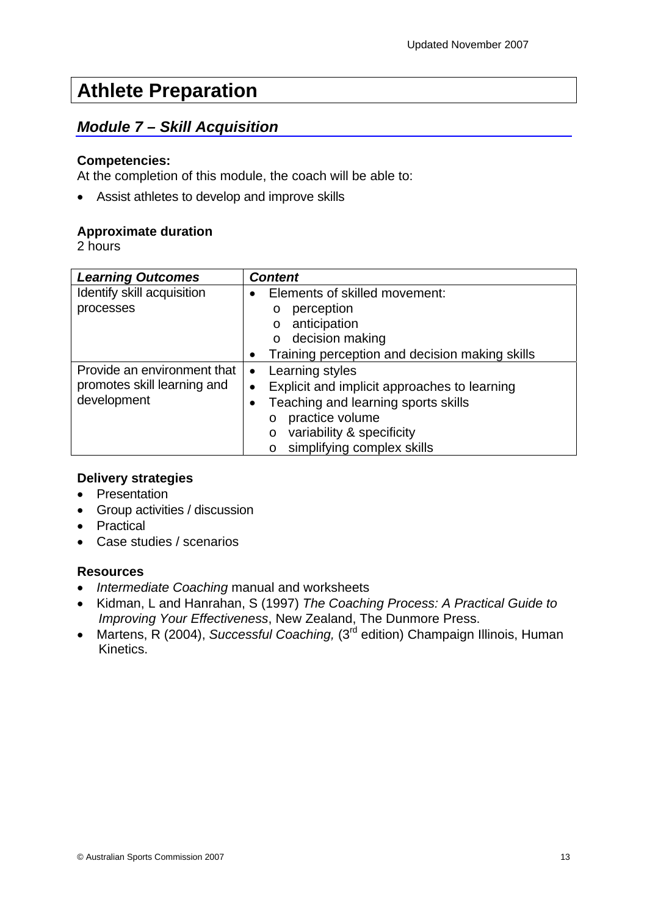# Athlete Preparation

## *Module 7 – Skill Acquisition*

**Competencies:**
At the completion of this module, the coach will be able to:

- Assist athletes to develop and improve skills

**Approximate duration**
2 hours

| ***Learning Outcomes*** | ***Content*** |
|---|---|
| Identify skill acquisition processes | • Elements of skilled movement:<br>  o perception<br>  o anticipation<br>  o decision making<br>• Training perception and decision making skills |
| Provide an environment that promotes skill learning and development | • Learning styles<br>• Explicit and implicit approaches to learning<br>• Teaching and learning sports skills<br>  o practice volume<br>  o variability & specificity<br>  o simplifying complex skills |

**Delivery strategies**
- Presentation
- Group activities / discussion
- Practical
- Case studies / scenarios

**Resources**
- *Intermediate Coaching* manual and worksheets
- Kidman, L and Hanrahan, S (1997) *The Coaching Process: A Practical Guide to Improving Your Effectiveness*, New Zealand, The Dunmore Press.
- Martens, R (2004), *Successful Coaching,* (3rd edition) Champaign Illinois, Human Kinetics.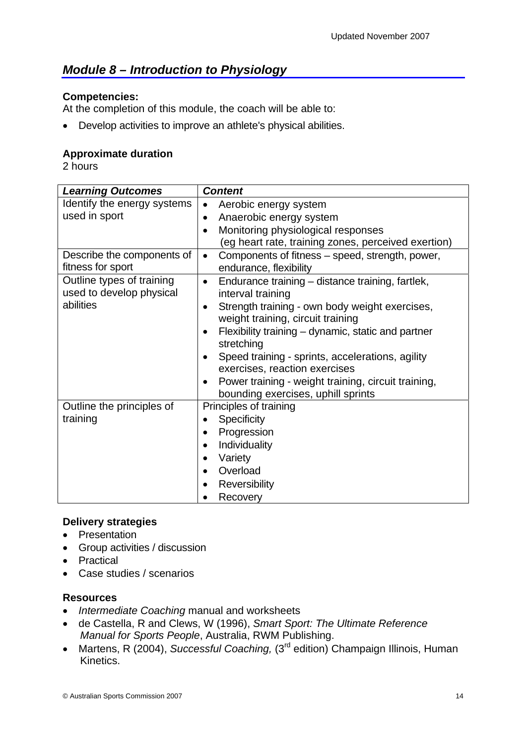## *Module 8 – Introduction to Physiology*

**Competencies:**

At the completion of this module, the coach will be able to:

- Develop activities to improve an athlete's physical abilities.

**Approximate duration**

2 hours

| *Learning Outcomes* | *Content* |
|---|---|
| Identify the energy systems used in sport | • Aerobic energy system<br>• Anaerobic energy system<br>• Monitoring physiological responses (eg heart rate, training zones, perceived exertion) |
| Describe the components of fitness for sport | • Components of fitness – speed, strength, power, endurance, flexibility |
| Outline types of training used to develop physical abilities | • Endurance training – distance training, fartlek, interval training<br>• Strength training - own body weight exercises, weight training, circuit training<br>• Flexibility training – dynamic, static and partner stretching<br>• Speed training - sprints, accelerations, agility exercises, reaction exercises<br>• Power training - weight training, circuit training, bounding exercises, uphill sprints |
| Outline the principles of training | Principles of training<br>• Specificity<br>• Progression<br>• Individuality<br>• Variety<br>• Overload<br>• Reversibility<br>• Recovery |

**Delivery strategies**

- Presentation
- Group activities / discussion
- Practical
- Case studies / scenarios

**Resources**

- *Intermediate Coaching* manual and worksheets
- de Castella, R and Clews, W (1996), *Smart Sport: The Ultimate Reference Manual for Sports People*, Australia, RWM Publishing.
- Martens, R (2004), *Successful Coaching,* (3rd edition) Champaign Illinois, Human Kinetics.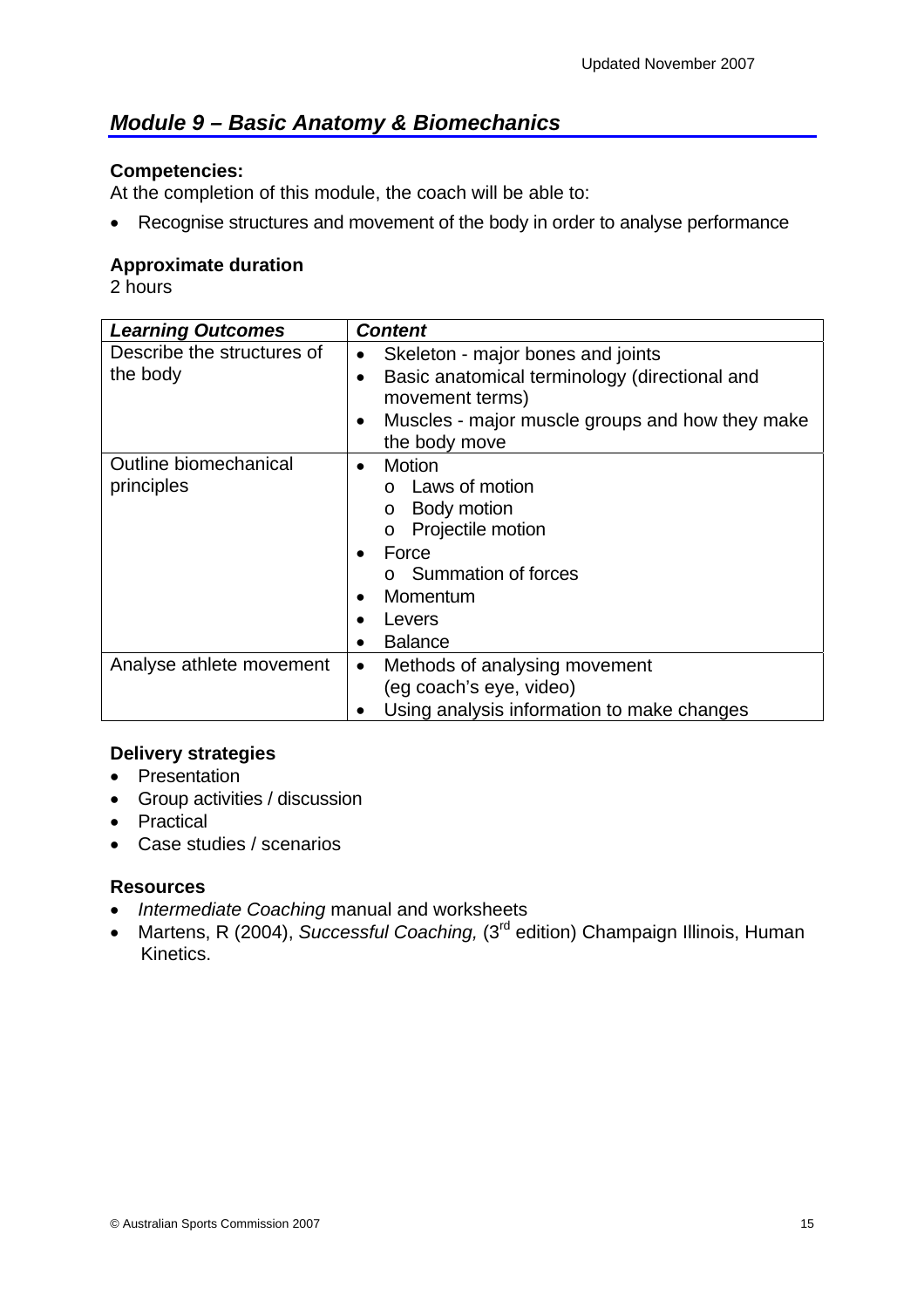## *Module 9 – Basic Anatomy & Biomechanics*

**Competencies:**
At the completion of this module, the coach will be able to:

- Recognise structures and movement of the body in order to analyse performance

**Approximate duration**
2 hours

| *Learning Outcomes* | *Content* |
|---|---|
| Describe the structures of the body | • Skeleton - major bones and joints<br>• Basic anatomical terminology (directional and movement terms)<br>• Muscles - major muscle groups and how they make the body move |
| Outline biomechanical principles | • Motion<br>  o Laws of motion<br>  o Body motion<br>  o Projectile motion<br>• Force<br>  o Summation of forces<br>• Momentum<br>• Levers<br>• Balance |
| Analyse athlete movement | • Methods of analysing movement (eg coach's eye, video)<br>• Using analysis information to make changes |

**Delivery strategies**
- Presentation
- Group activities / discussion
- Practical
- Case studies / scenarios

**Resources**
- *Intermediate Coaching* manual and worksheets
- Martens, R (2004), *Successful Coaching,* (3rd edition) Champaign Illinois, Human Kinetics.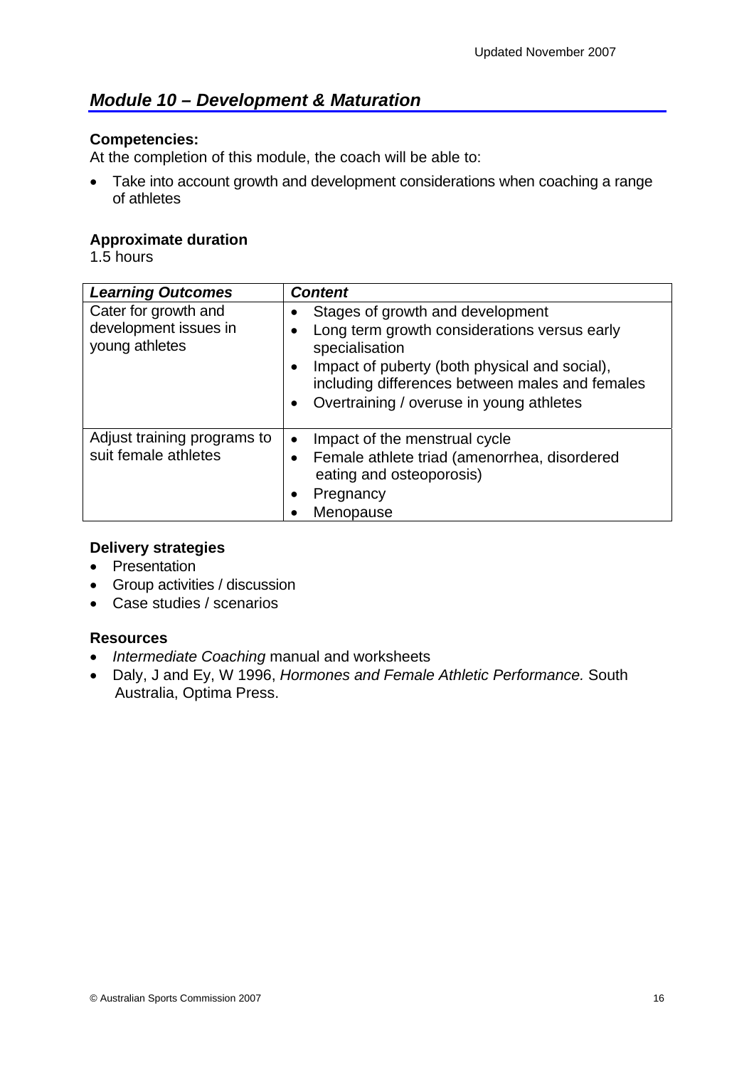## *Module 10 – Development & Maturation*

**Competencies:**

At the completion of this module, the coach will be able to:

- Take into account growth and development considerations when coaching a range of athletes

**Approximate duration**

1.5 hours

| ***Learning Outcomes*** | ***Content*** |
|---|---|
| Cater for growth and development issues in young athletes | • Stages of growth and development<br>• Long term growth considerations versus early specialisation<br>• Impact of puberty (both physical and social), including differences between males and females<br>• Overtraining / overuse in young athletes |
| Adjust training programs to suit female athletes | • Impact of the menstrual cycle<br>• Female athlete triad (amenorrhea, disordered eating and osteoporosis)<br>• Pregnancy<br>• Menopause |

**Delivery strategies**

- Presentation
- Group activities / discussion
- Case studies / scenarios

**Resources**

- *Intermediate Coaching* manual and worksheets
- Daly, J and Ey, W 1996, *Hormones and Female Athletic Performance.* South Australia, Optima Press.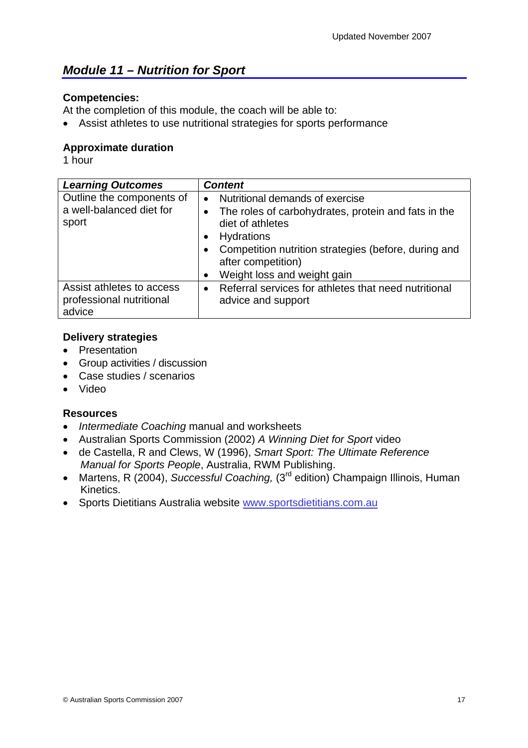## *Module 11 – Nutrition for Sport*

**Competencies:**

At the completion of this module, the coach will be able to:

- Assist athletes to use nutritional strategies for sports performance

**Approximate duration**

1 hour

| *Learning Outcomes* | *Content* |
|---|---|
| Outline the components of a well-balanced diet for sport | • Nutritional demands of exercise<br>• The roles of carbohydrates, protein and fats in the diet of athletes<br>• Hydrations<br>• Competition nutrition strategies (before, during and after competition)<br>• Weight loss and weight gain |
| Assist athletes to access professional nutritional advice | • Referral services for athletes that need nutritional advice and support |

**Delivery strategies**

- Presentation
- Group activities / discussion
- Case studies / scenarios
- Video

**Resources**

- *Intermediate Coaching* manual and worksheets
- Australian Sports Commission (2002) *A Winning Diet for Sport* video
- de Castella, R and Clews, W (1996), *Smart Sport: The Ultimate Reference Manual for Sports People*, Australia, RWM Publishing.
- Martens, R (2004), *Successful Coaching,* (3rd edition) Champaign Illinois, Human Kinetics.
- Sports Dietitians Australia website www.sportsdietitians.com.au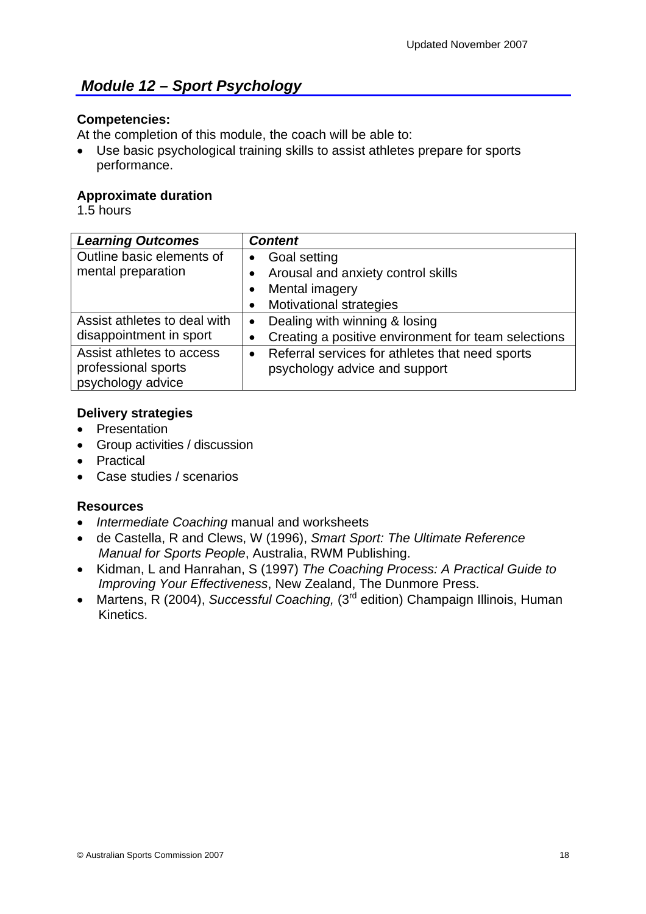## *Module 12 – Sport Psychology*

**Competencies:**

At the completion of this module, the coach will be able to:

- Use basic psychological training skills to assist athletes prepare for sports performance.

**Approximate duration**

1.5 hours

| *Learning Outcomes* | *Content* |
|---|---|
| Outline basic elements of mental preparation | • Goal setting<br>• Arousal and anxiety control skills<br>• Mental imagery<br>• Motivational strategies |
| Assist athletes to deal with disappointment in sport | • Dealing with winning & losing<br>• Creating a positive environment for team selections |
| Assist athletes to access professional sports psychology advice | • Referral services for athletes that need sports psychology advice and support |

**Delivery strategies**

- Presentation
- Group activities / discussion
- Practical
- Case studies / scenarios

**Resources**

- *Intermediate Coaching* manual and worksheets
- de Castella, R and Clews, W (1996), *Smart Sport: The Ultimate Reference Manual for Sports People*, Australia, RWM Publishing.
- Kidman, L and Hanrahan, S (1997) *The Coaching Process: A Practical Guide to Improving Your Effectiveness*, New Zealand, The Dunmore Press.
- Martens, R (2004), *Successful Coaching,* (3rd edition) Champaign Illinois, Human Kinetics.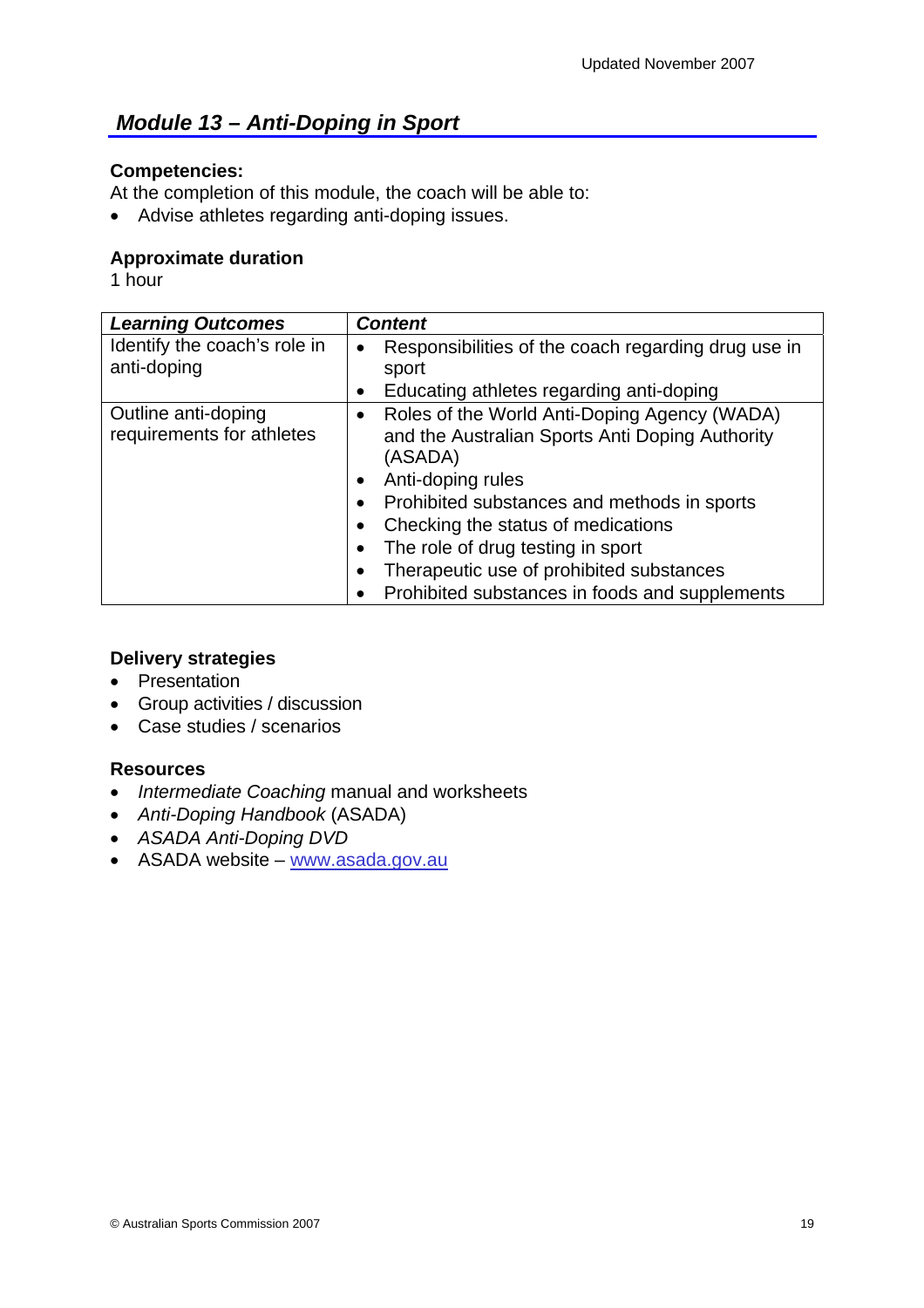## *Module 13 – Anti-Doping in Sport*

**Competencies:**

At the completion of this module, the coach will be able to:

- Advise athletes regarding anti-doping issues.

**Approximate duration**

1 hour

| ***Learning Outcomes*** | ***Content*** |
|---|---|
| Identify the coach's role in anti-doping | • Responsibilities of the coach regarding drug use in sport<br>• Educating athletes regarding anti-doping |
| Outline anti-doping requirements for athletes | • Roles of the World Anti-Doping Agency (WADA) and the Australian Sports Anti Doping Authority (ASADA)<br>• Anti-doping rules<br>• Prohibited substances and methods in sports<br>• Checking the status of medications<br>• The role of drug testing in sport<br>• Therapeutic use of prohibited substances<br>• Prohibited substances in foods and supplements |

**Delivery strategies**

- Presentation
- Group activities / discussion
- Case studies / scenarios

**Resources**

- *Intermediate Coaching* manual and worksheets
- *Anti-Doping Handbook* (ASADA)
- *ASADA Anti-Doping DVD*
- ASADA website – www.asada.gov.au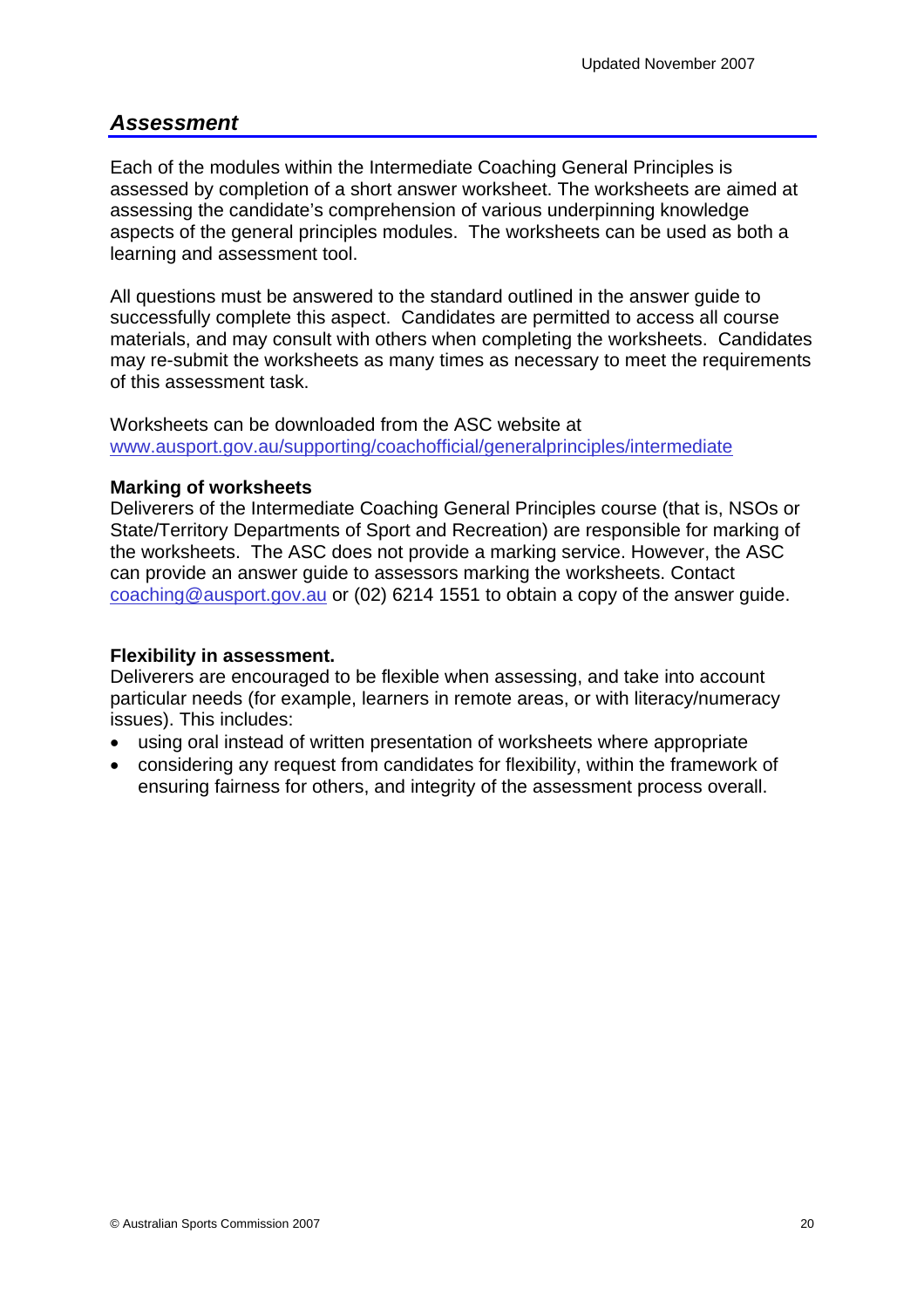## *Assessment*

Each of the modules within the Intermediate Coaching General Principles is assessed by completion of a short answer worksheet. The worksheets are aimed at assessing the candidate's comprehension of various underpinning knowledge aspects of the general principles modules. The worksheets can be used as both a learning and assessment tool.

All questions must be answered to the standard outlined in the answer guide to successfully complete this aspect. Candidates are permitted to access all course materials, and may consult with others when completing the worksheets. Candidates may re-submit the worksheets as many times as necessary to meet the requirements of this assessment task.

Worksheets can be downloaded from the ASC website at www.ausport.gov.au/supporting/coachofficial/generalprinciples/intermediate

**Marking of worksheets**
Deliverers of the Intermediate Coaching General Principles course (that is, NSOs or State/Territory Departments of Sport and Recreation) are responsible for marking of the worksheets. The ASC does not provide a marking service. However, the ASC can provide an answer guide to assessors marking the worksheets. Contact coaching@ausport.gov.au or (02) 6214 1551 to obtain a copy of the answer guide.

**Flexibility in assessment.**
Deliverers are encouraged to be flexible when assessing, and take into account particular needs (for example, learners in remote areas, or with literacy/numeracy issues). This includes:

- using oral instead of written presentation of worksheets where appropriate
- considering any request from candidates for flexibility, within the framework of ensuring fairness for others, and integrity of the assessment process overall.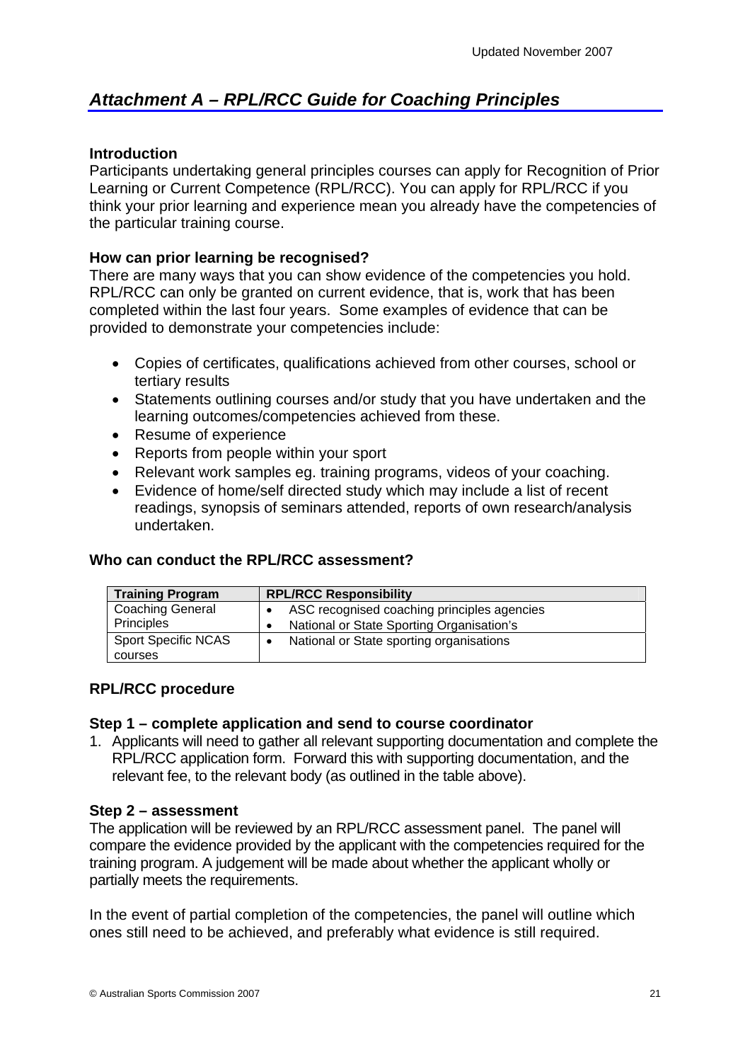## *Attachment A – RPL/RCC Guide for Coaching Principles*

**Introduction**
Participants undertaking general principles courses can apply for Recognition of Prior Learning or Current Competence (RPL/RCC). You can apply for RPL/RCC if you think your prior learning and experience mean you already have the competencies of the particular training course.

**How can prior learning be recognised?**
There are many ways that you can show evidence of the competencies you hold. RPL/RCC can only be granted on current evidence, that is, work that has been completed within the last four years. Some examples of evidence that can be provided to demonstrate your competencies include:

- Copies of certificates, qualifications achieved from other courses, school or tertiary results
- Statements outlining courses and/or study that you have undertaken and the learning outcomes/competencies achieved from these.
- Resume of experience
- Reports from people within your sport
- Relevant work samples eg. training programs, videos of your coaching.
- Evidence of home/self directed study which may include a list of recent readings, synopsis of seminars attended, reports of own research/analysis undertaken.

**Who can conduct the RPL/RCC assessment?**

| Training Program | RPL/RCC Responsibility |
| --- | --- |
| Coaching General Principles | • ASC recognised coaching principles agencies<br>• National or State Sporting Organisation's |
| Sport Specific NCAS courses | • National or State sporting organisations |

**RPL/RCC procedure**

**Step 1 – complete application and send to course coordinator**

1. Applicants will need to gather all relevant supporting documentation and complete the RPL/RCC application form. Forward this with supporting documentation, and the relevant fee, to the relevant body (as outlined in the table above).

**Step 2 – assessment**
The application will be reviewed by an RPL/RCC assessment panel. The panel will compare the evidence provided by the applicant with the competencies required for the training program. A judgement will be made about whether the applicant wholly or partially meets the requirements.

In the event of partial completion of the competencies, the panel will outline which ones still need to be achieved, and preferably what evidence is still required.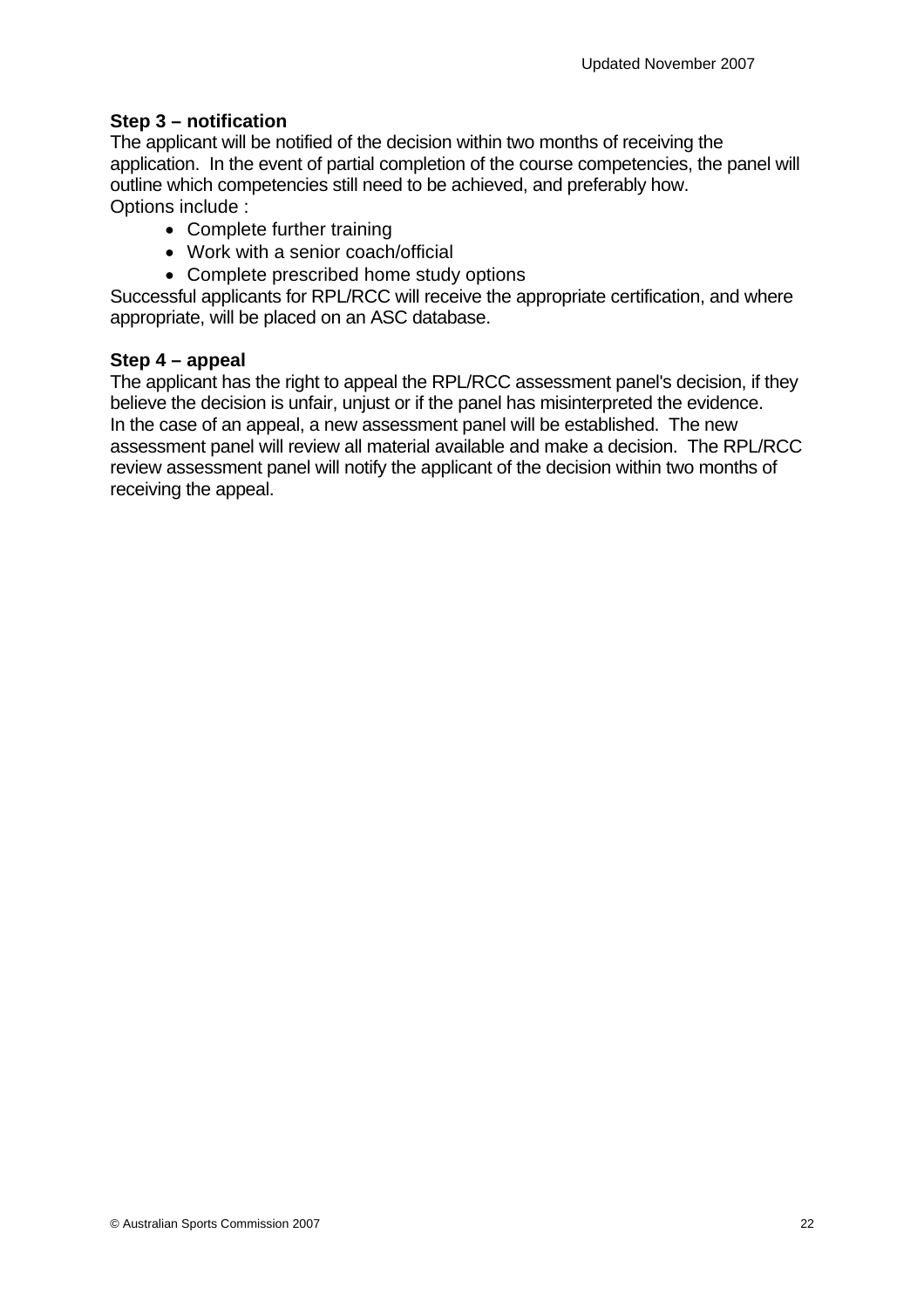**Step 3 – notification**

The applicant will be notified of the decision within two months of receiving the application. In the event of partial completion of the course competencies, the panel will outline which competencies still need to be achieved, and preferably how.
Options include :

- Complete further training
- Work with a senior coach/official
- Complete prescribed home study options

Successful applicants for RPL/RCC will receive the appropriate certification, and where appropriate, will be placed on an ASC database.

**Step 4 – appeal**

The applicant has the right to appeal the RPL/RCC assessment panel's decision, if they believe the decision is unfair, unjust or if the panel has misinterpreted the evidence.
In the case of an appeal, a new assessment panel will be established. The new assessment panel will review all material available and make a decision. The RPL/RCC review assessment panel will notify the applicant of the decision within two months of receiving the appeal.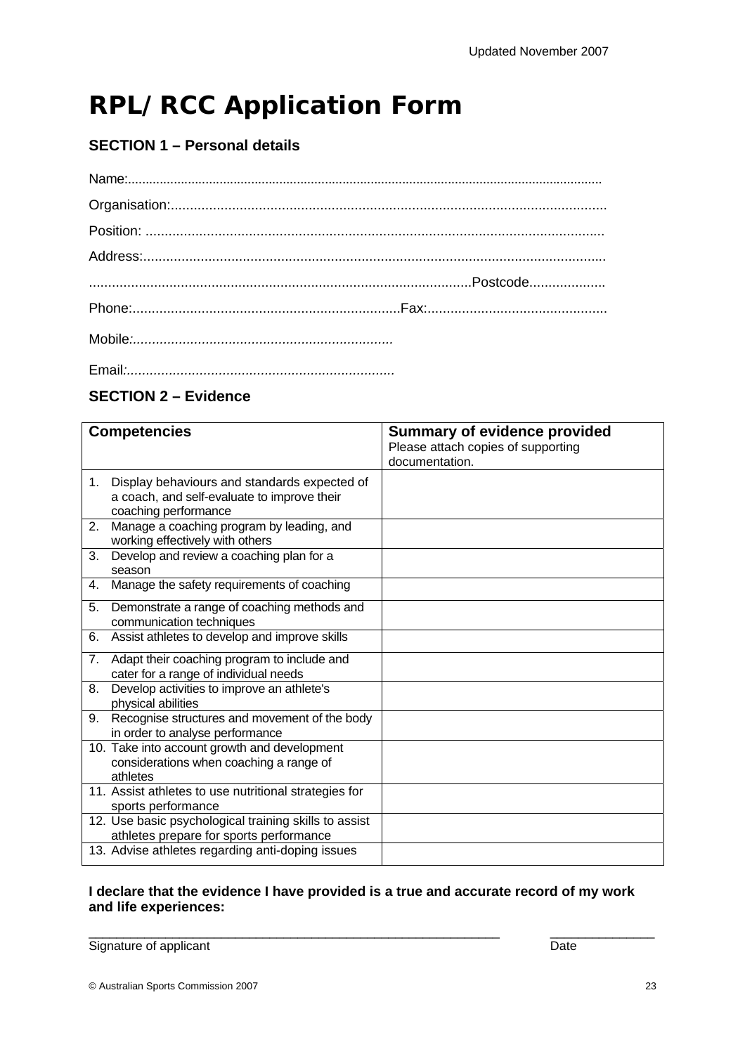Updated November 2007

# RPL/RCC Application Form

## SECTION 1 – Personal details

Name:......................................................................................................................................

Organisation:..................................................................................................................

Position: ........................................................................................................................

Address:.........................................................................................................................

...................................................................................................Postcode....................

Phone:......................................................................Fax:...............................................

Mobile:....................................................................

Email:......................................................................

## SECTION 2 – Evidence

| **Competencies** | **Summary of evidence provided** Please attach copies of supporting documentation. |
|---|---|
| 1. Display behaviours and standards expected of a coach, and self-evaluate to improve their coaching performance | |
| 2. Manage a coaching program by leading, and working effectively with others | |
| 3. Develop and review a coaching plan for a season | |
| 4. Manage the safety requirements of coaching | |
| 5. Demonstrate a range of coaching methods and communication techniques | |
| 6. Assist athletes to develop and improve skills | |
| 7. Adapt their coaching program to include and cater for a range of individual needs | |
| 8. Develop activities to improve an athlete's physical abilities | |
| 9. Recognise structures and movement of the body in order to analyse performance | |
| 10. Take into account growth and development considerations when coaching a range of athletes | |
| 11. Assist athletes to use nutritional strategies for sports performance | |
| 12. Use basic psychological training skills to assist athletes prepare for sports performance | |
| 13. Advise athletes regarding anti-doping issues | |

**I declare that the evidence I have provided is a true and accurate record of my work and life experiences:**

_____________________________________________________________ _______________

Signature of applicant Date

© Australian Sports Commission 2007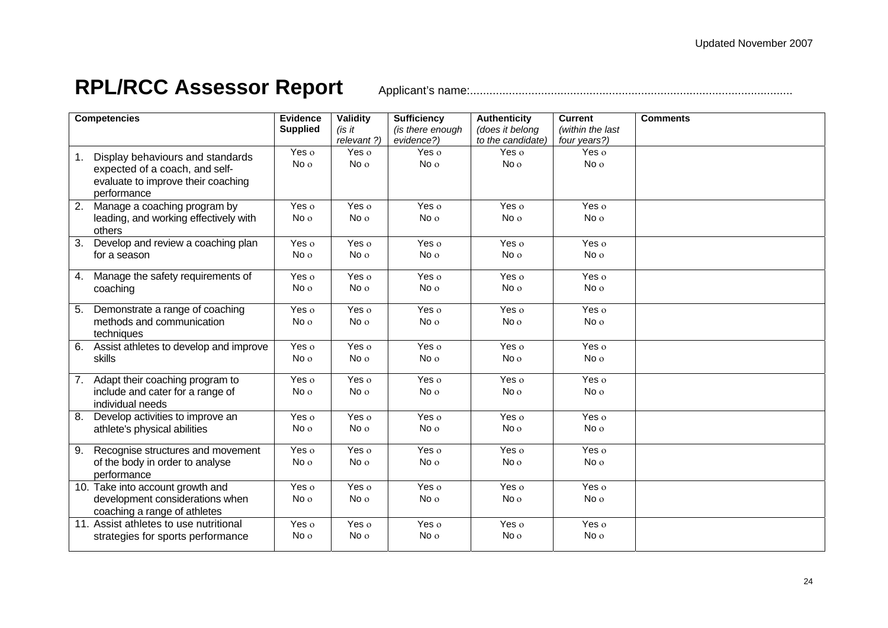# RPL/RCC Assessor Report

Applicant's name:....................................................................................................

| Competencies | Evidence Supplied | Validity *(is it relevant ?)* | Sufficiency *(is there enough evidence?)* | Authenticity *(does it belong to the candidate)* | Current *(within the last four years?)* | Comments |
|---|---|---|---|---|---|---|
| 1. Display behaviours and standards expected of a coach, and self-evaluate to improve their coaching performance | Yes o No o | Yes o No o | Yes o No o | Yes o No o | Yes o No o | |
| 2. Manage a coaching program by leading, and working effectively with others | Yes o No o | Yes o No o | Yes o No o | Yes o No o | Yes o No o | |
| 3. Develop and review a coaching plan for a season | Yes o No o | Yes o No o | Yes o No o | Yes o No o | Yes o No o | |
| 4. Manage the safety requirements of coaching | Yes o No o | Yes o No o | Yes o No o | Yes o No o | Yes o No o | |
| 5. Demonstrate a range of coaching methods and communication techniques | Yes o No o | Yes o No o | Yes o No o | Yes o No o | Yes o No o | |
| 6. Assist athletes to develop and improve skills | Yes o No o | Yes o No o | Yes o No o | Yes o No o | Yes o No o | |
| 7. Adapt their coaching program to include and cater for a range of individual needs | Yes o No o | Yes o No o | Yes o No o | Yes o No o | Yes o No o | |
| 8. Develop activities to improve an athlete's physical abilities | Yes o No o | Yes o No o | Yes o No o | Yes o No o | Yes o No o | |
| 9. Recognise structures and movement of the body in order to analyse performance | Yes o No o | Yes o No o | Yes o No o | Yes o No o | Yes o No o | |
| 10. Take into account growth and development considerations when coaching a range of athletes | Yes o No o | Yes o No o | Yes o No o | Yes o No o | Yes o No o | |
| 11. Assist athletes to use nutritional strategies for sports performance | Yes o No o | Yes o No o | Yes o No o | Yes o No o | Yes o No o | |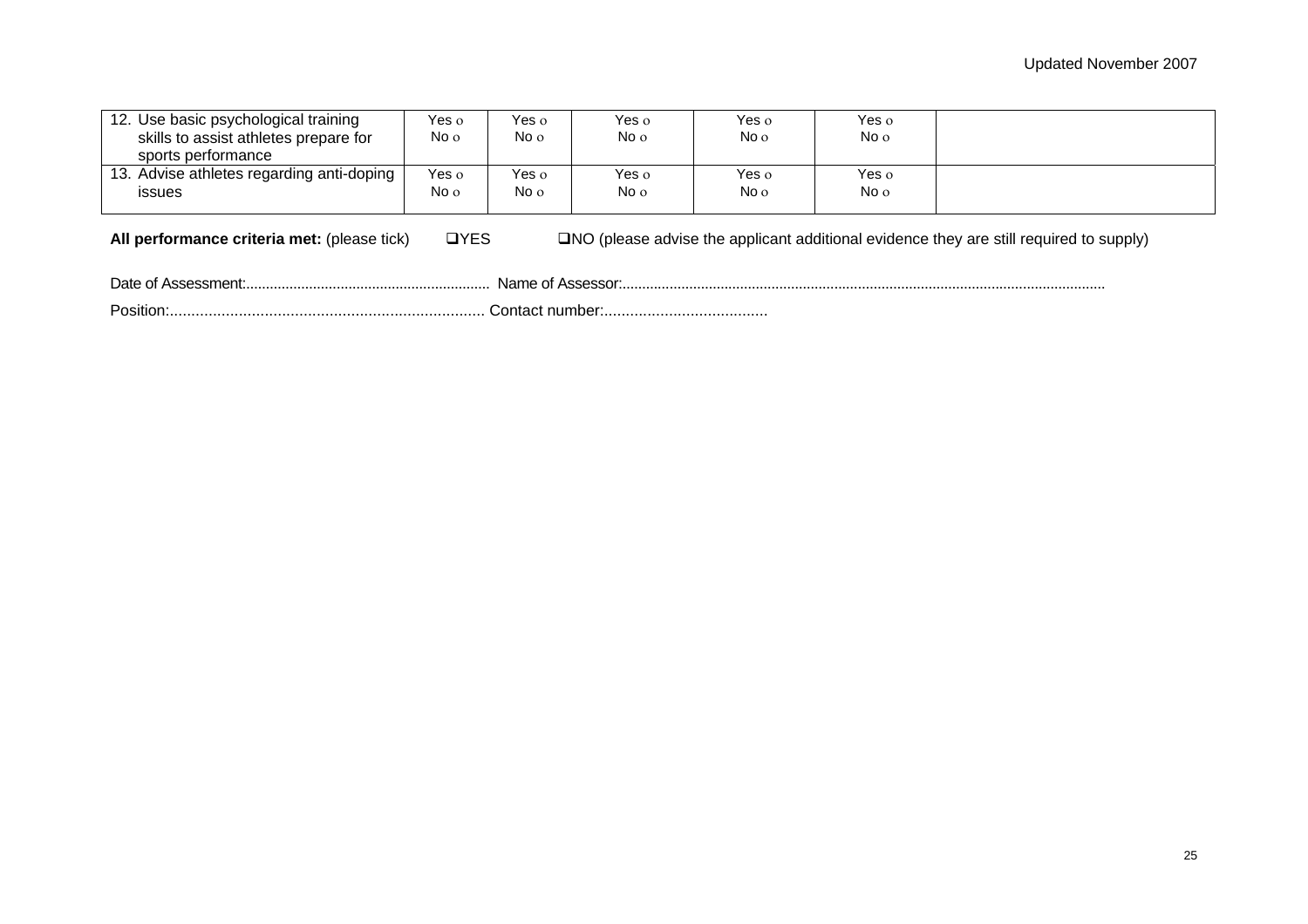| | | | | | | |
|---|---|---|---|---|---|---|
| 12. Use basic psychological training skills to assist athletes prepare for sports performance | Yes o<br>No o | Yes o<br>No o | Yes o<br>No o | Yes o<br>No o | Yes o<br>No o | |
| 13. Advise athletes regarding anti-doping issues | Yes o<br>No o | Yes o<br>No o | Yes o<br>No o | Yes o<br>No o | Yes o<br>No o | |

**All performance criteria met:** (please tick) ❑YES ❑NO (please advise the applicant additional evidence they are still required to supply)

Date of Assessment:............................................................... Name of Assessor:..........................................................................................................................................

Position:.......................................................................... Contact number:......................................